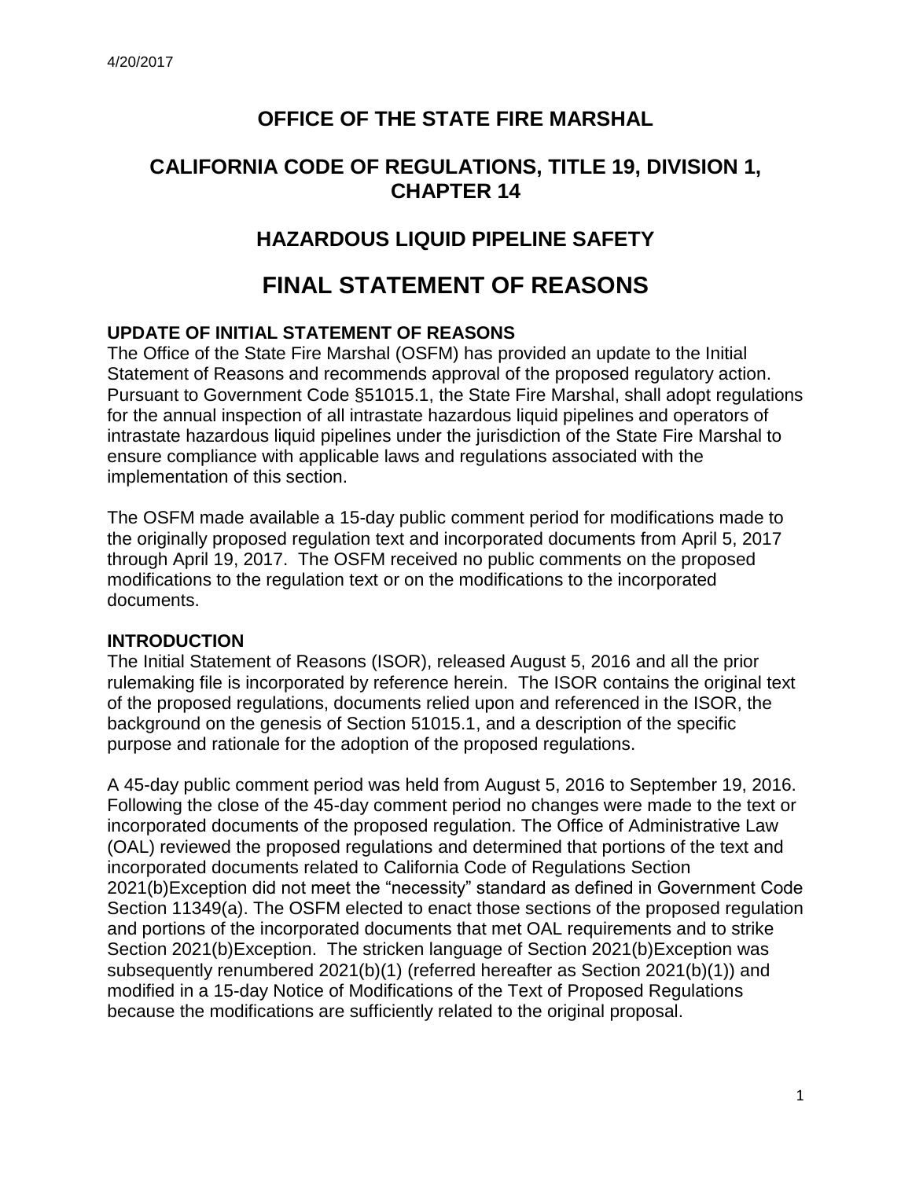4/20/2017

# OFFICE OF THE STATE FIRE MARSHAL

## CALIFORNIA CODE OF REGULATIONS, TITLE 19, DIVISION 1, CHAPTER 14

## HAZARDOUS LIQUID PIPELINE SAFETY

# FINAL STATEMENT OF REASONS

**UPDATE OF INITIAL STATEMENT OF REASONS**

The Office of the State Fire Marshal (OSFM) has provided an update to the Initial Statement of Reasons and recommends approval of the proposed regulatory action. Pursuant to Government Code §51015.1, the State Fire Marshal, shall adopt regulations for the annual inspection of all intrastate hazardous liquid pipelines and operators of intrastate hazardous liquid pipelines under the jurisdiction of the State Fire Marshal to ensure compliance with applicable laws and regulations associated with the implementation of this section.

The OSFM made available a 15-day public comment period for modifications made to the originally proposed regulation text and incorporated documents from April 5, 2017 through April 19, 2017. The OSFM received no public comments on the proposed modifications to the regulation text or on the modifications to the incorporated documents.

**INTRODUCTION**

The Initial Statement of Reasons (ISOR), released August 5, 2016 and all the prior rulemaking file is incorporated by reference herein. The ISOR contains the original text of the proposed regulations, documents relied upon and referenced in the ISOR, the background on the genesis of Section 51015.1, and a description of the specific purpose and rationale for the adoption of the proposed regulations.

A 45-day public comment period was held from August 5, 2016 to September 19, 2016. Following the close of the 45-day comment period no changes were made to the text or incorporated documents of the proposed regulation. The Office of Administrative Law (OAL) reviewed the proposed regulations and determined that portions of the text and incorporated documents related to California Code of Regulations Section 2021(b)Exception did not meet the "necessity" standard as defined in Government Code Section 11349(a). The OSFM elected to enact those sections of the proposed regulation and portions of the incorporated documents that met OAL requirements and to strike Section 2021(b)Exception. The stricken language of Section 2021(b)Exception was subsequently renumbered 2021(b)(1) (referred hereafter as Section 2021(b)(1)) and modified in a 15-day Notice of Modifications of the Text of Proposed Regulations because the modifications are sufficiently related to the original proposal.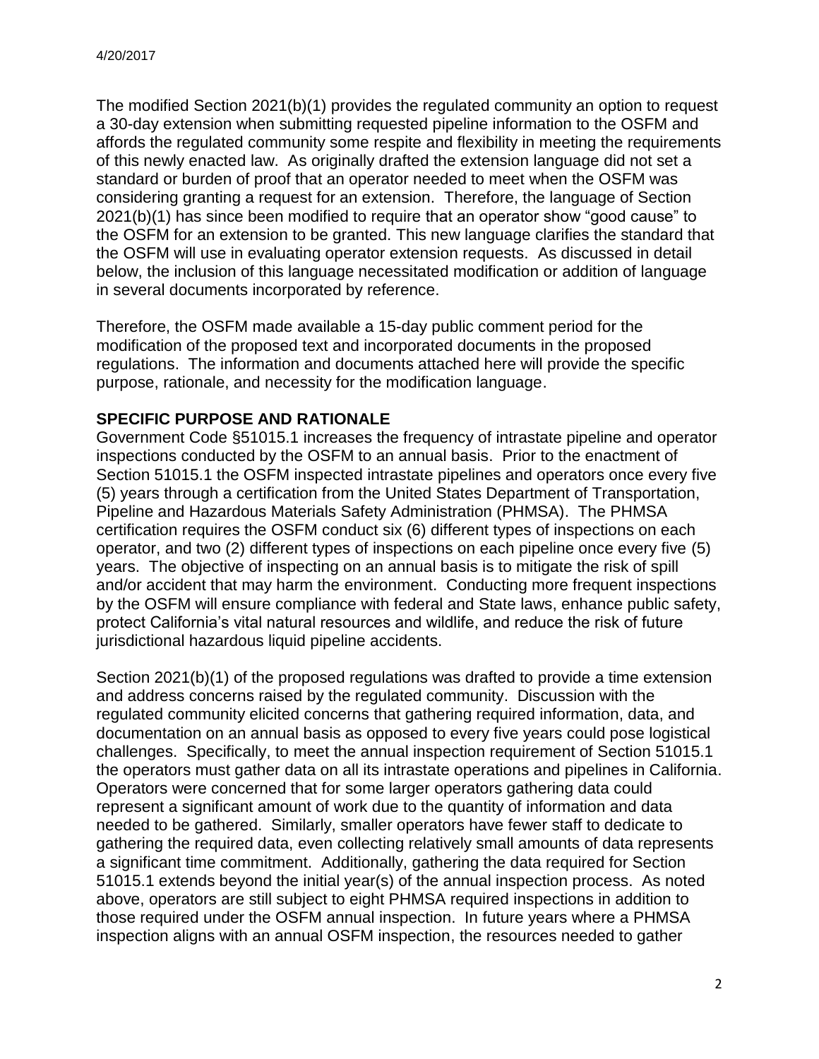The modified Section 2021(b)(1) provides the regulated community an option to request a 30-day extension when submitting requested pipeline information to the OSFM and affords the regulated community some respite and flexibility in meeting the requirements of this newly enacted law. As originally drafted the extension language did not set a standard or burden of proof that an operator needed to meet when the OSFM was considering granting a request for an extension. Therefore, the language of Section 2021(b)(1) has since been modified to require that an operator show "good cause" to the OSFM for an extension to be granted. This new language clarifies the standard that the OSFM will use in evaluating operator extension requests. As discussed in detail below, the inclusion of this language necessitated modification or addition of language in several documents incorporated by reference.

Therefore, the OSFM made available a 15-day public comment period for the modification of the proposed text and incorporated documents in the proposed regulations. The information and documents attached here will provide the specific purpose, rationale, and necessity for the modification language.

**SPECIFIC PURPOSE AND RATIONALE**

Government Code §51015.1 increases the frequency of intrastate pipeline and operator inspections conducted by the OSFM to an annual basis. Prior to the enactment of Section 51015.1 the OSFM inspected intrastate pipelines and operators once every five (5) years through a certification from the United States Department of Transportation, Pipeline and Hazardous Materials Safety Administration (PHMSA). The PHMSA certification requires the OSFM conduct six (6) different types of inspections on each operator, and two (2) different types of inspections on each pipeline once every five (5) years. The objective of inspecting on an annual basis is to mitigate the risk of spill and/or accident that may harm the environment. Conducting more frequent inspections by the OSFM will ensure compliance with federal and State laws, enhance public safety, protect California's vital natural resources and wildlife, and reduce the risk of future jurisdictional hazardous liquid pipeline accidents.

Section 2021(b)(1) of the proposed regulations was drafted to provide a time extension and address concerns raised by the regulated community. Discussion with the regulated community elicited concerns that gathering required information, data, and documentation on an annual basis as opposed to every five years could pose logistical challenges. Specifically, to meet the annual inspection requirement of Section 51015.1 the operators must gather data on all its intrastate operations and pipelines in California. Operators were concerned that for some larger operators gathering data could represent a significant amount of work due to the quantity of information and data needed to be gathered. Similarly, smaller operators have fewer staff to dedicate to gathering the required data, even collecting relatively small amounts of data represents a significant time commitment. Additionally, gathering the data required for Section 51015.1 extends beyond the initial year(s) of the annual inspection process. As noted above, operators are still subject to eight PHMSA required inspections in addition to those required under the OSFM annual inspection. In future years where a PHMSA inspection aligns with an annual OSFM inspection, the resources needed to gather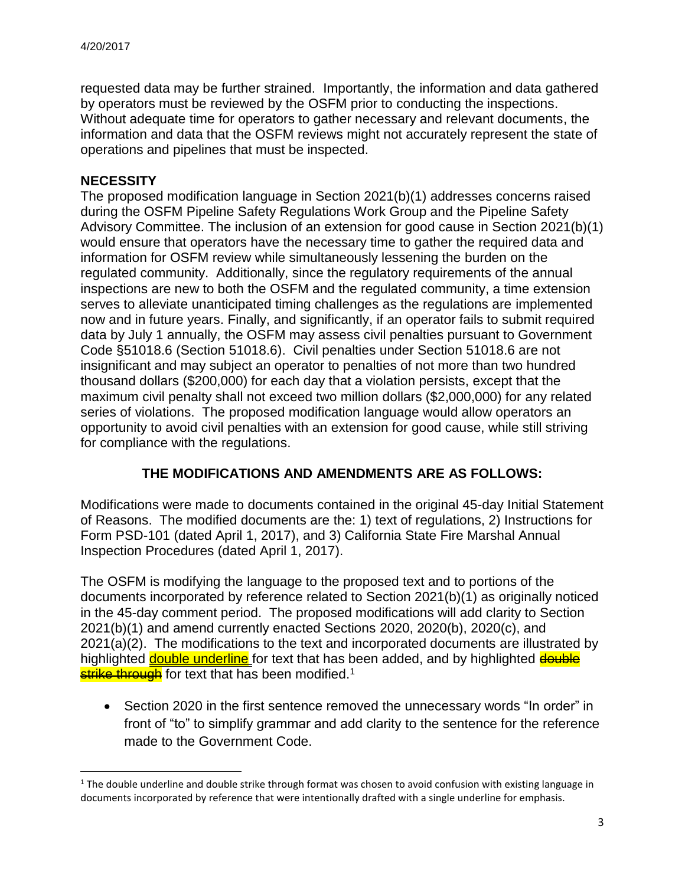requested data may be further strained. Importantly, the information and data gathered by operators must be reviewed by the OSFM prior to conducting the inspections. Without adequate time for operators to gather necessary and relevant documents, the information and data that the OSFM reviews might not accurately represent the state of operations and pipelines that must be inspected.

**NECESSITY**

The proposed modification language in Section 2021(b)(1) addresses concerns raised during the OSFM Pipeline Safety Regulations Work Group and the Pipeline Safety Advisory Committee. The inclusion of an extension for good cause in Section 2021(b)(1) would ensure that operators have the necessary time to gather the required data and information for OSFM review while simultaneously lessening the burden on the regulated community. Additionally, since the regulatory requirements of the annual inspections are new to both the OSFM and the regulated community, a time extension serves to alleviate unanticipated timing challenges as the regulations are implemented now and in future years. Finally, and significantly, if an operator fails to submit required data by July 1 annually, the OSFM may assess civil penalties pursuant to Government Code §51018.6 (Section 51018.6). Civil penalties under Section 51018.6 are not insignificant and may subject an operator to penalties of not more than two hundred thousand dollars ($200,000) for each day that a violation persists, except that the maximum civil penalty shall not exceed two million dollars ($2,000,000) for any related series of violations. The proposed modification language would allow operators an opportunity to avoid civil penalties with an extension for good cause, while still striving for compliance with the regulations.

**THE MODIFICATIONS AND AMENDMENTS ARE AS FOLLOWS:**

Modifications were made to documents contained in the original 45-day Initial Statement of Reasons. The modified documents are the: 1) text of regulations, 2) Instructions for Form PSD-101 (dated April 1, 2017), and 3) California State Fire Marshal Annual Inspection Procedures (dated April 1, 2017).

The OSFM is modifying the language to the proposed text and to portions of the documents incorporated by reference related to Section 2021(b)(1) as originally noticed in the 45-day comment period. The proposed modifications will add clarity to Section 2021(b)(1) and amend currently enacted Sections 2020, 2020(b), 2020(c), and 2021(a)(2). The modifications to the text and incorporated documents are illustrated by highlighted double underline for text that has been added, and by highlighted ~~double strike through~~ for text that has been modified.[1]

- Section 2020 in the first sentence removed the unnecessary words "In order" in front of "to" to simplify grammar and add clarity to the sentence for the reference made to the Government Code.

[1] The double underline and double strike through format was chosen to avoid confusion with existing language in documents incorporated by reference that were intentionally drafted with a single underline for emphasis.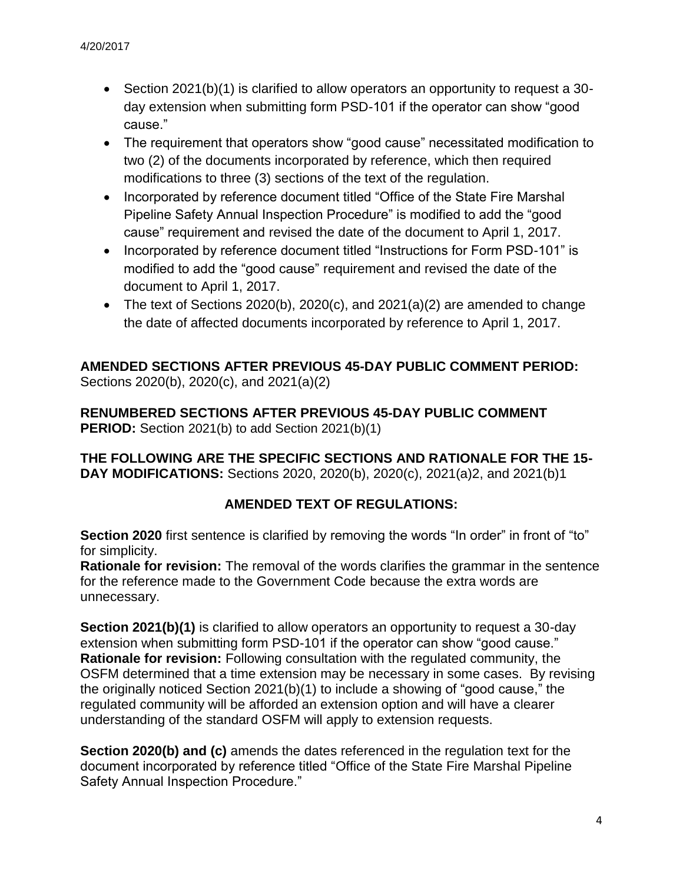- Section 2021(b)(1) is clarified to allow operators an opportunity to request a 30-day extension when submitting form PSD-101 if the operator can show "good cause."
- The requirement that operators show "good cause" necessitated modification to two (2) of the documents incorporated by reference, which then required modifications to three (3) sections of the text of the regulation.
- Incorporated by reference document titled "Office of the State Fire Marshal Pipeline Safety Annual Inspection Procedure" is modified to add the "good cause" requirement and revised the date of the document to April 1, 2017.
- Incorporated by reference document titled "Instructions for Form PSD-101" is modified to add the "good cause" requirement and revised the date of the document to April 1, 2017.
- The text of Sections 2020(b), 2020(c), and 2021(a)(2) are amended to change the date of affected documents incorporated by reference to April 1, 2017.

**AMENDED SECTIONS AFTER PREVIOUS 45-DAY PUBLIC COMMENT PERIOD:** Sections 2020(b), 2020(c), and 2021(a)(2)

**RENUMBERED SECTIONS AFTER PREVIOUS 45-DAY PUBLIC COMMENT PERIOD:** Section 2021(b) to add Section 2021(b)(1)

**THE FOLLOWING ARE THE SPECIFIC SECTIONS AND RATIONALE FOR THE 15-DAY MODIFICATIONS:** Sections 2020, 2020(b), 2020(c), 2021(a)2, and 2021(b)1

## AMENDED TEXT OF REGULATIONS:

**Section 2020** first sentence is clarified by removing the words "In order" in front of "to" for simplicity.
**Rationale for revision:** The removal of the words clarifies the grammar in the sentence for the reference made to the Government Code because the extra words are unnecessary.

**Section 2021(b)(1)** is clarified to allow operators an opportunity to request a 30-day extension when submitting form PSD-101 if the operator can show "good cause."
**Rationale for revision:** Following consultation with the regulated community, the OSFM determined that a time extension may be necessary in some cases. By revising the originally noticed Section 2021(b)(1) to include a showing of "good cause," the regulated community will be afforded an extension option and will have a clearer understanding of the standard OSFM will apply to extension requests.

**Section 2020(b) and (c)** amends the dates referenced in the regulation text for the document incorporated by reference titled "Office of the State Fire Marshal Pipeline Safety Annual Inspection Procedure."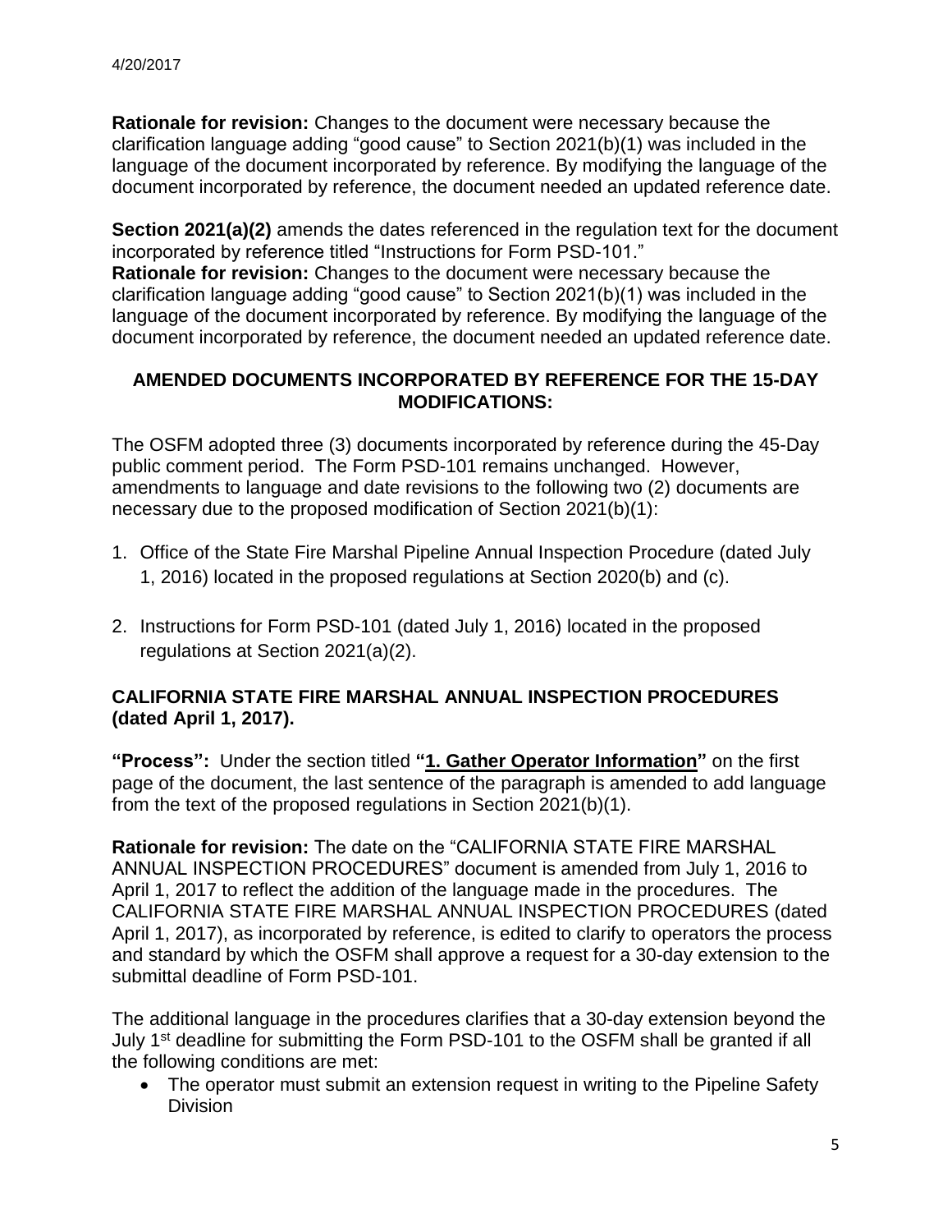**Rationale for revision:** Changes to the document were necessary because the clarification language adding "good cause" to Section 2021(b)(1) was included in the language of the document incorporated by reference. By modifying the language of the document incorporated by reference, the document needed an updated reference date.

**Section 2021(a)(2)** amends the dates referenced in the regulation text for the document incorporated by reference titled "Instructions for Form PSD-101."

**Rationale for revision:** Changes to the document were necessary because the clarification language adding "good cause" to Section 2021(b)(1) was included in the language of the document incorporated by reference. By modifying the language of the document incorporated by reference, the document needed an updated reference date.

### AMENDED DOCUMENTS INCORPORATED BY REFERENCE FOR THE 15-DAY MODIFICATIONS:

The OSFM adopted three (3) documents incorporated by reference during the 45-Day public comment period. The Form PSD-101 remains unchanged. However, amendments to language and date revisions to the following two (2) documents are necessary due to the proposed modification of Section 2021(b)(1):

1. Office of the State Fire Marshal Pipeline Annual Inspection Procedure (dated July 1, 2016) located in the proposed regulations at Section 2020(b) and (c).

2. Instructions for Form PSD-101 (dated July 1, 2016) located in the proposed regulations at Section 2021(a)(2).

### CALIFORNIA STATE FIRE MARSHAL ANNUAL INSPECTION PROCEDURES (dated April 1, 2017).

**"Process":** Under the section titled **"1. Gather Operator Information"** on the first page of the document, the last sentence of the paragraph is amended to add language from the text of the proposed regulations in Section 2021(b)(1).

**Rationale for revision:** The date on the "CALIFORNIA STATE FIRE MARSHAL ANNUAL INSPECTION PROCEDURES" document is amended from July 1, 2016 to April 1, 2017 to reflect the addition of the language made in the procedures. The CALIFORNIA STATE FIRE MARSHAL ANNUAL INSPECTION PROCEDURES (dated April 1, 2017), as incorporated by reference, is edited to clarify to operators the process and standard by which the OSFM shall approve a request for a 30-day extension to the submittal deadline of Form PSD-101.

The additional language in the procedures clarifies that a 30-day extension beyond the July 1st deadline for submitting the Form PSD-101 to the OSFM shall be granted if all the following conditions are met:

- The operator must submit an extension request in writing to the Pipeline Safety Division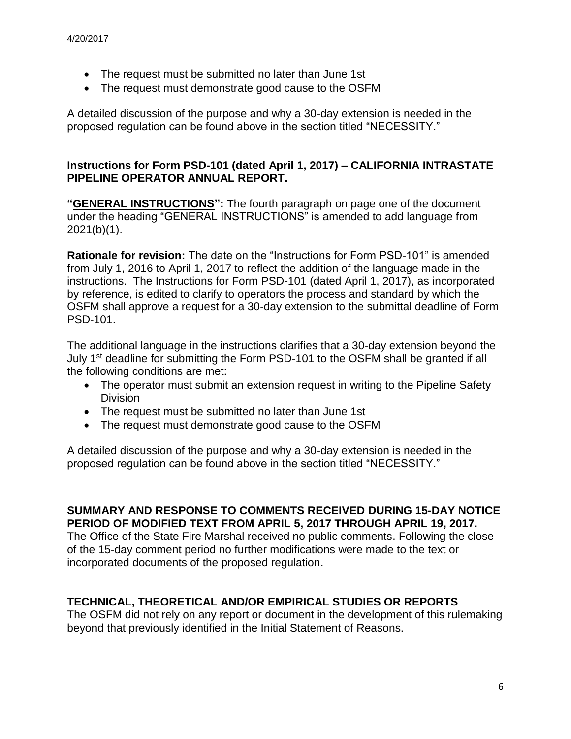- The request must be submitted no later than June 1st
- The request must demonstrate good cause to the OSFM

A detailed discussion of the purpose and why a 30-day extension is needed in the proposed regulation can be found above in the section titled "NECESSITY."

**Instructions for Form PSD-101 (dated April 1, 2017) – CALIFORNIA INTRASTATE PIPELINE OPERATOR ANNUAL REPORT.**

**"GENERAL INSTRUCTIONS":** The fourth paragraph on page one of the document under the heading "GENERAL INSTRUCTIONS" is amended to add language from 2021(b)(1).

**Rationale for revision:** The date on the "Instructions for Form PSD-101" is amended from July 1, 2016 to April 1, 2017 to reflect the addition of the language made in the instructions. The Instructions for Form PSD-101 (dated April 1, 2017), as incorporated by reference, is edited to clarify to operators the process and standard by which the OSFM shall approve a request for a 30-day extension to the submittal deadline of Form PSD-101.

The additional language in the instructions clarifies that a 30-day extension beyond the July 1st deadline for submitting the Form PSD-101 to the OSFM shall be granted if all the following conditions are met:

- The operator must submit an extension request in writing to the Pipeline Safety Division
- The request must be submitted no later than June 1st
- The request must demonstrate good cause to the OSFM

A detailed discussion of the purpose and why a 30-day extension is needed in the proposed regulation can be found above in the section titled "NECESSITY."

**SUMMARY AND RESPONSE TO COMMENTS RECEIVED DURING 15-DAY NOTICE PERIOD OF MODIFIED TEXT FROM APRIL 5, 2017 THROUGH APRIL 19, 2017.**

The Office of the State Fire Marshal received no public comments. Following the close of the 15-day comment period no further modifications were made to the text or incorporated documents of the proposed regulation.

**TECHNICAL, THEORETICAL AND/OR EMPIRICAL STUDIES OR REPORTS**

The OSFM did not rely on any report or document in the development of this rulemaking beyond that previously identified in the Initial Statement of Reasons.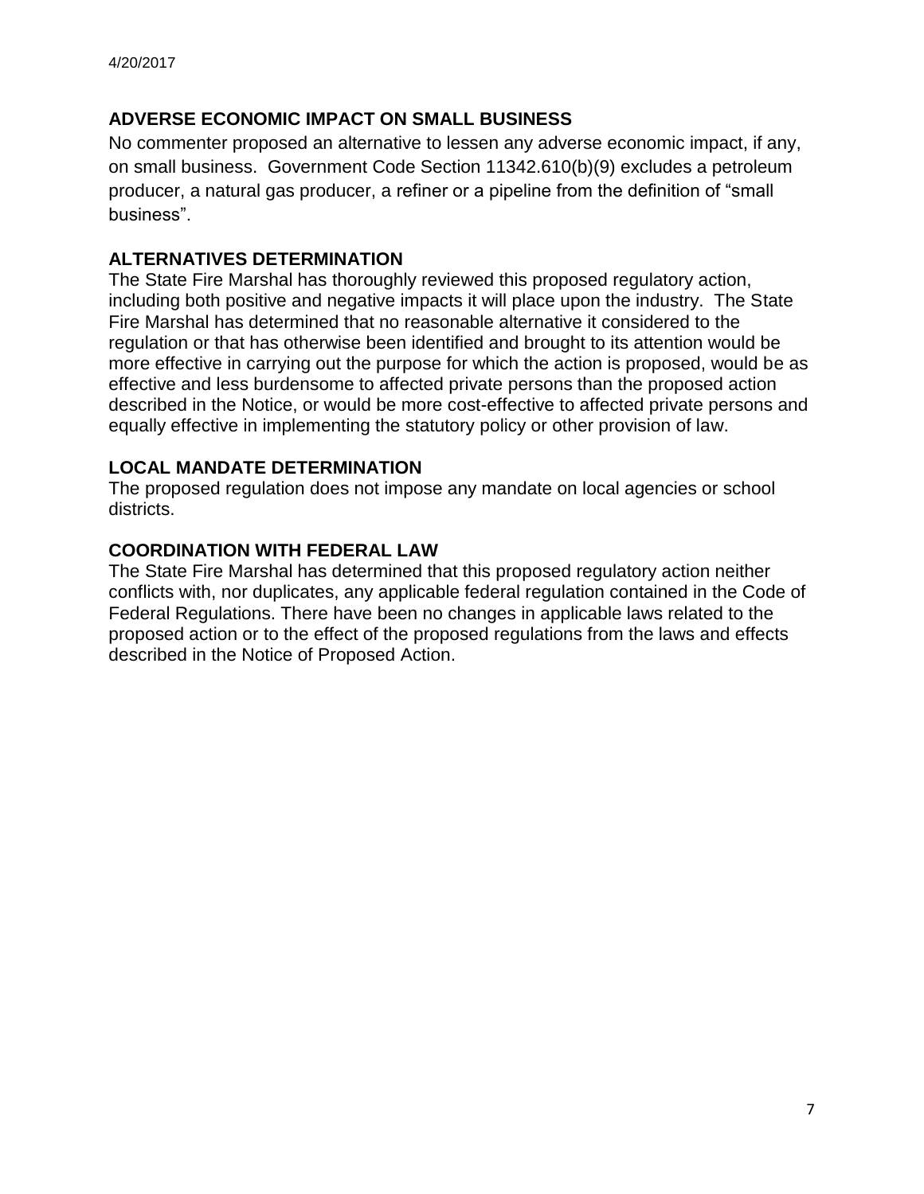4/20/2017

## ADVERSE ECONOMIC IMPACT ON SMALL BUSINESS

No commenter proposed an alternative to lessen any adverse economic impact, if any, on small business. Government Code Section 11342.610(b)(9) excludes a petroleum producer, a natural gas producer, a refiner or a pipeline from the definition of "small business".

## ALTERNATIVES DETERMINATION

The State Fire Marshal has thoroughly reviewed this proposed regulatory action, including both positive and negative impacts it will place upon the industry. The State Fire Marshal has determined that no reasonable alternative it considered to the regulation or that has otherwise been identified and brought to its attention would be more effective in carrying out the purpose for which the action is proposed, would be as effective and less burdensome to affected private persons than the proposed action described in the Notice, or would be more cost-effective to affected private persons and equally effective in implementing the statutory policy or other provision of law.

## LOCAL MANDATE DETERMINATION

The proposed regulation does not impose any mandate on local agencies or school districts.

## COORDINATION WITH FEDERAL LAW

The State Fire Marshal has determined that this proposed regulatory action neither conflicts with, nor duplicates, any applicable federal regulation contained in the Code of Federal Regulations. There have been no changes in applicable laws related to the proposed action or to the effect of the proposed regulations from the laws and effects described in the Notice of Proposed Action.